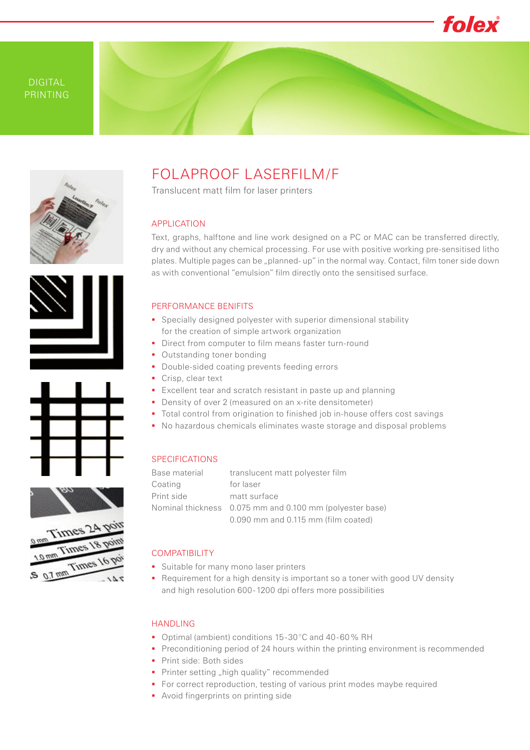DIGITAL PRINTING

# FOLAPROOF LASERFILM/F

Translucent matt film for laser printers

## APPLICATION

Text, graphs, halftone and line work designed on a PC or MAC can be transferred directly, dry and without any chemical processing. For use with positive working pre-sensitised litho plates. Multiple pages can be „planned- up" in the normal way. Contact, film toner side down as with conventional "emulsion" film directly onto the sensitised surface.

## PERFORMANCE BENIFITS

- Specially designed polyester with superior dimensional stability for the creation of simple artwork organization
- Direct from computer to film means faster turn-round
- Outstanding toner bonding
- Double-sided coating prevents feeding errors
- Crisp, clear text
- Excellent tear and scratch resistant in paste up and planning
- Density of over 2 (measured on an x-rite densitometer)
- Total control from origination to finished job in-house offers cost savings
- No hazardous chemicals eliminates waste storage and disposal problems

## SPECIFICATIONS

| | |
|---|---|
| Base material | translucent matt polyester film |
| Coating | for laser |
| Print side | matt surface |
| Nominal thickness | 0.075 mm and 0.100 mm (polyester base) |
| | 0.090 mm and 0.115 mm (film coated) |

## COMPATIBILITY

- Suitable for many mono laser printers
- Requirement for a high density is important so a toner with good UV density and high resolution 600-1200 dpi offers more possibilities

## HANDLING

- Optimal (ambient) conditions 15-30 °C and 40-60 % RH
- Preconditioning period of 24 hours within the printing environment is recommended
- Print side: Both sides
- Printer setting „high quality" recommended
- For correct reproduction, testing of various print modes maybe required
- Avoid fingerprints on printing side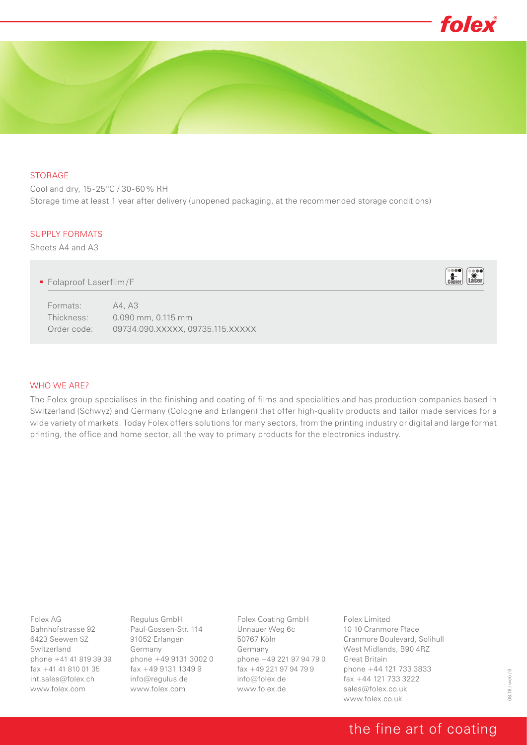## STORAGE

Cool and dry, 15-25°C / 30-60% RH

Storage time at least 1 year after delivery (unopened packaging, at the recommended storage conditions)

## SUPPLY FORMATS

Sheets A4 and A3

- Folaproof Laserfilm/F

Copier Laser

| | |
|---|---|
| Formats: | A4, A3 |
| Thickness: | 0.090 mm, 0.115 mm |
| Order code: | 09734.090.XXXXX, 09735.115.XXXXX |

## WHO WE ARE?

The Folex group specialises in the finishing and coating of films and specialities and has production companies based in Switzerland (Schwyz) and Germany (Cologne and Erlangen) that offer high-quality products and tailor made services for a wide variety of markets. Today Folex offers solutions for many sectors, from the printing industry or digital and large format printing, the office and home sector, all the way to primary products for the electronics industry.

Folex AG
Bahnhofstrasse 92
6423 Seewen SZ
Switzerland
phone +41 41 819 39 39
fax +41 41 810 01 35
int.sales@folex.ch
www.folex.com

Regulus GmbH
Paul-Gossen-Str. 114
91052 Erlangen
Germany
phone +49 9131 3002 0
fax +49 9131 1349 9
info@regulus.de
www.folex.com

Folex Coating GmbH
Unnauer Weg 6c
50767 Köln
Germany
phone +49 221 97 94 79 0
fax +49 221 97 94 79 9
info@folex.de
www.folex.de

Folex Limited
10 10 Cranmore Place
Cranmore Boulevard, Solihull
West Midlands, B90 4RZ
Great Britain
phone +44 121 733 3833
fax +44 121 733 3222
sales@folex.co.uk
www.folex.co.uk

08.16 / web / 0

the fine art of coating